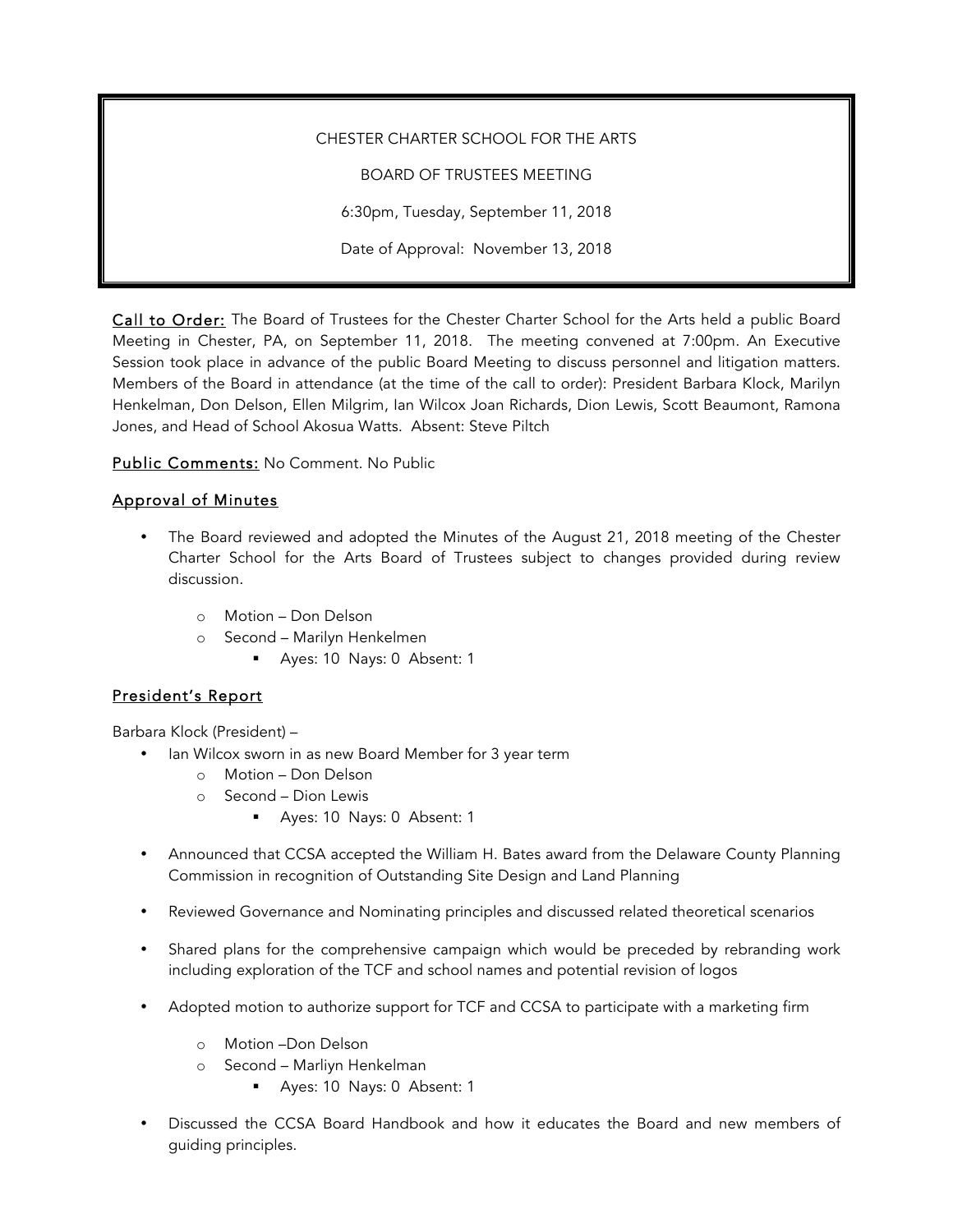CHESTER CHARTER SCHOOL FOR THE ARTS

BOARD OF TRUSTEES MEETING

6:30pm, Tuesday, September 11, 2018

Date of Approval: November 13, 2018

**Call to Order:** The Board of Trustees for the Chester Charter School for the Arts held a public Board Meeting in Chester, PA, on September 11, 2018. The meeting convened at 7:00pm. An Executive Session took place in advance of the public Board Meeting to discuss personnel and litigation matters. Members of the Board in attendance (at the time of the call to order): President Barbara Klock, Marilyn Henkelman, Don Delson, Ellen Milgrim, Ian Wilcox Joan Richards, Dion Lewis, Scott Beaumont, Ramona Jones, and Head of School Akosua Watts. Absent: Steve Piltch

**Public Comments:** No Comment. No Public

## Approval of Minutes

- The Board reviewed and adopted the Minutes of the August 21, 2018 meeting of the Chester Charter School for the Arts Board of Trustees subject to changes provided during review discussion.
    - Motion – Don Delson
    - Second – Marilyn Henkelmen
        - Ayes: 10 Nays: 0 Absent: 1

## President's Report

Barbara Klock (President) –

- Ian Wilcox sworn in as new Board Member for 3 year term
    - Motion – Don Delson
    - Second – Dion Lewis
        - Ayes: 10 Nays: 0 Absent: 1
- Announced that CCSA accepted the William H. Bates award from the Delaware County Planning Commission in recognition of Outstanding Site Design and Land Planning
- Reviewed Governance and Nominating principles and discussed related theoretical scenarios
- Shared plans for the comprehensive campaign which would be preceded by rebranding work including exploration of the TCF and school names and potential revision of logos
- Adopted motion to authorize support for TCF and CCSA to participate with a marketing firm
    - Motion –Don Delson
    - Second – Marliyn Henkelman
        - Ayes: 10 Nays: 0 Absent: 1
- Discussed the CCSA Board Handbook and how it educates the Board and new members of guiding principles.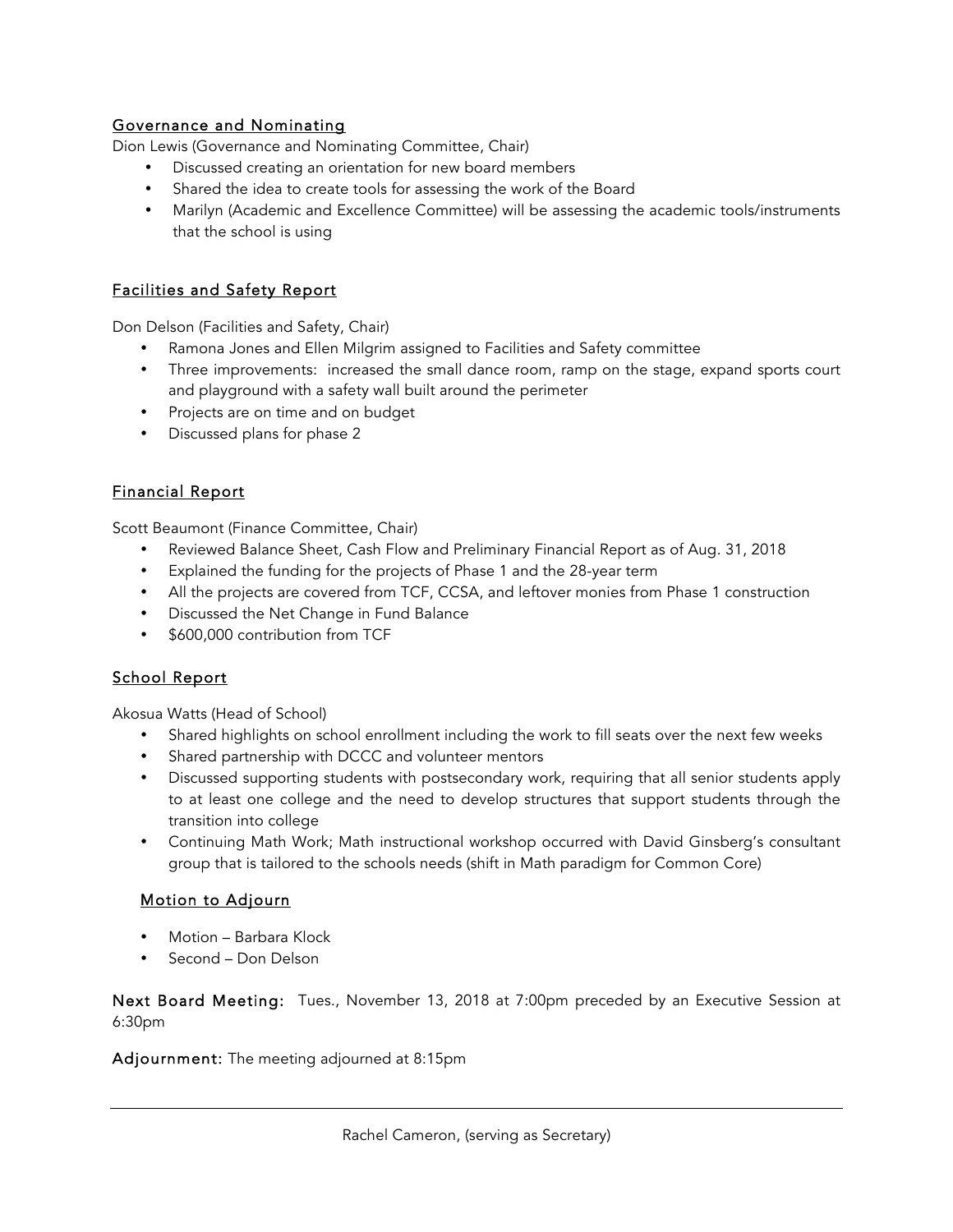## Governance and Nominating

Dion Lewis (Governance and Nominating Committee, Chair)

- Discussed creating an orientation for new board members
- Shared the idea to create tools for assessing the work of the Board
- Marilyn (Academic and Excellence Committee) will be assessing the academic tools/instruments that the school is using

## Facilities and Safety Report

Don Delson (Facilities and Safety, Chair)

- Ramona Jones and Ellen Milgrim assigned to Facilities and Safety committee
- Three improvements: increased the small dance room, ramp on the stage, expand sports court and playground with a safety wall built around the perimeter
- Projects are on time and on budget
- Discussed plans for phase 2

## Financial Report

Scott Beaumont (Finance Committee, Chair)

- Reviewed Balance Sheet, Cash Flow and Preliminary Financial Report as of Aug. 31, 2018
- Explained the funding for the projects of Phase 1 and the 28-year term
- All the projects are covered from TCF, CCSA, and leftover monies from Phase 1 construction
- Discussed the Net Change in Fund Balance
- $600,000 contribution from TCF

## School Report

Akosua Watts (Head of School)

- Shared highlights on school enrollment including the work to fill seats over the next few weeks
- Shared partnership with DCCC and volunteer mentors
- Discussed supporting students with postsecondary work, requiring that all senior students apply to at least one college and the need to develop structures that support students through the transition into college
- Continuing Math Work; Math instructional workshop occurred with David Ginsberg's consultant group that is tailored to the schools needs (shift in Math paradigm for Common Core)

### Motion to Adjourn

- Motion – Barbara Klock
- Second – Don Delson

**Next Board Meeting:** Tues., November 13, 2018 at 7:00pm preceded by an Executive Session at 6:30pm

**Adjournment:** The meeting adjourned at 8:15pm

---

Rachel Cameron, (serving as Secretary)